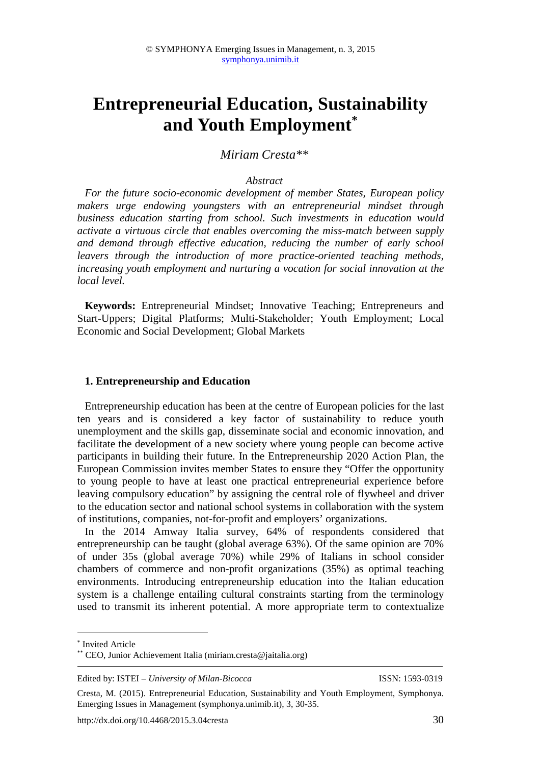# Entrepreneurial Education, Sustainability and Youth Employment[*]

*Miriam Cresta*[**]

*Abstract*

*For the future socio-economic development of member States, European policy makers urge endowing youngsters with an entrepreneurial mindset through business education starting from school. Such investments in education would activate a virtuous circle that enables overcoming the miss-match between supply and demand through effective education, reducing the number of early school leavers through the introduction of more practice-oriented teaching methods, increasing youth employment and nurturing a vocation for social innovation at the local level.*

**Keywords:** Entrepreneurial Mindset; Innovative Teaching; Entrepreneurs and Start-Uppers; Digital Platforms; Multi-Stakeholder; Youth Employment; Local Economic and Social Development; Global Markets

## 1. Entrepreneurship and Education

Entrepreneurship education has been at the centre of European policies for the last ten years and is considered a key factor of sustainability to reduce youth unemployment and the skills gap, disseminate social and economic innovation, and facilitate the development of a new society where young people can become active participants in building their future. In the Entrepreneurship 2020 Action Plan, the European Commission invites member States to ensure they "Offer the opportunity to young people to have at least one practical entrepreneurial experience before leaving compulsory education" by assigning the central role of flywheel and driver to the education sector and national school systems in collaboration with the system of institutions, companies, not-for-profit and employers' organizations.

In the 2014 Amway Italia survey, 64% of respondents considered that entrepreneurship can be taught (global average 63%). Of the same opinion are 70% of under 35s (global average 70%) while 29% of Italians in school consider chambers of commerce and non-profit organizations (35%) as optimal teaching environments. Introducing entrepreneurship education into the Italian education system is a challenge entailing cultural constraints starting from the terminology used to transmit its inherent potential. A more appropriate term to contextualize

[*] Invited Article

[**] CEO, Junior Achievement Italia (miriam.cresta@jaitalia.org)

Edited by: ISTEI – *University of Milan-Bicocca* ISSN: 1593-0319

Cresta, M. (2015). Entrepreneurial Education, Sustainability and Youth Employment, Symphonya. Emerging Issues in Management (symphonya.unimib.it), 3, 30-35.

http://dx.doi.org/10.4468/2015.3.04cresta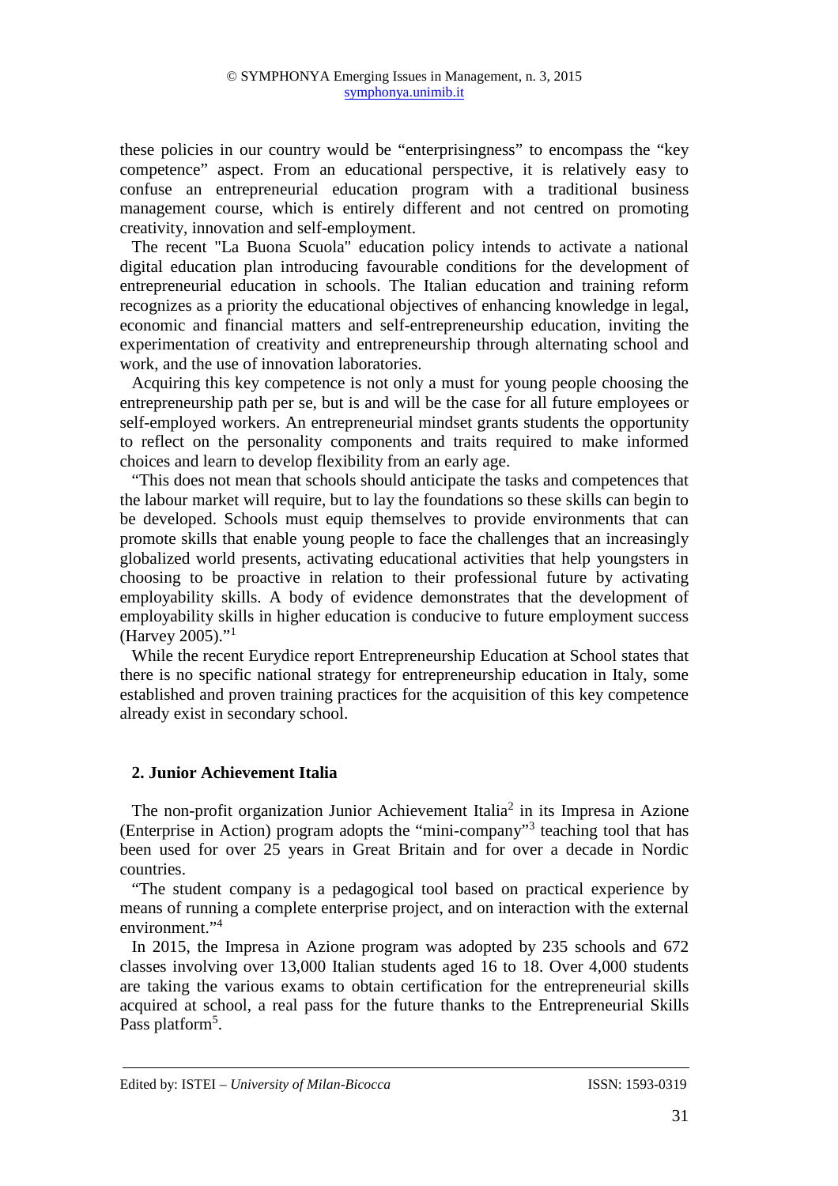these policies in our country would be "enterprisingness" to encompass the "key competence" aspect. From an educational perspective, it is relatively easy to confuse an entrepreneurial education program with a traditional business management course, which is entirely different and not centred on promoting creativity, innovation and self-employment.

The recent "La Buona Scuola" education policy intends to activate a national digital education plan introducing favourable conditions for the development of entrepreneurial education in schools. The Italian education and training reform recognizes as a priority the educational objectives of enhancing knowledge in legal, economic and financial matters and self-entrepreneurship education, inviting the experimentation of creativity and entrepreneurship through alternating school and work, and the use of innovation laboratories.

Acquiring this key competence is not only a must for young people choosing the entrepreneurship path per se, but is and will be the case for all future employees or self-employed workers. An entrepreneurial mindset grants students the opportunity to reflect on the personality components and traits required to make informed choices and learn to develop flexibility from an early age.

"This does not mean that schools should anticipate the tasks and competences that the labour market will require, but to lay the foundations so these skills can begin to be developed. Schools must equip themselves to provide environments that can promote skills that enable young people to face the challenges that an increasingly globalized world presents, activating educational activities that help youngsters in choosing to be proactive in relation to their professional future by activating employability skills. A body of evidence demonstrates that the development of employability skills in higher education is conducive to future employment success (Harvey 2005)."[1]

While the recent Eurydice report Entrepreneurship Education at School states that there is no specific national strategy for entrepreneurship education in Italy, some established and proven training practices for the acquisition of this key competence already exist in secondary school.

## 2. Junior Achievement Italia

The non-profit organization Junior Achievement Italia[2] in its Impresa in Azione (Enterprise in Action) program adopts the "mini-company"[3] teaching tool that has been used for over 25 years in Great Britain and for over a decade in Nordic countries.

"The student company is a pedagogical tool based on practical experience by means of running a complete enterprise project, and on interaction with the external environment."[4]

In 2015, the Impresa in Azione program was adopted by 235 schools and 672 classes involving over 13,000 Italian students aged 16 to 18. Over 4,000 students are taking the various exams to obtain certification for the entrepreneurial skills acquired at school, a real pass for the future thanks to the Entrepreneurial Skills Pass platform[5].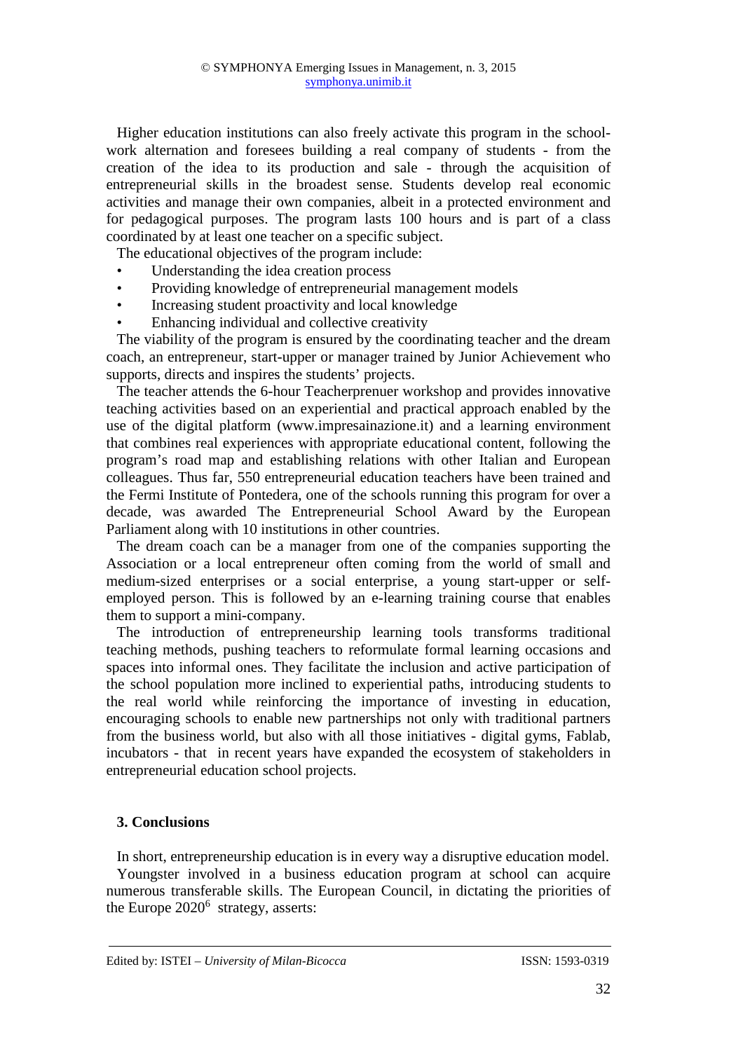Higher education institutions can also freely activate this program in the school-work alternation and foresees building a real company of students - from the creation of the idea to its production and sale - through the acquisition of entrepreneurial skills in the broadest sense. Students develop real economic activities and manage their own companies, albeit in a protected environment and for pedagogical purposes. The program lasts 100 hours and is part of a class coordinated by at least one teacher on a specific subject.

The educational objectives of the program include:

- Understanding the idea creation process
- Providing knowledge of entrepreneurial management models
- Increasing student proactivity and local knowledge
- Enhancing individual and collective creativity

The viability of the program is ensured by the coordinating teacher and the dream coach, an entrepreneur, start-upper or manager trained by Junior Achievement who supports, directs and inspires the students' projects.

The teacher attends the 6-hour Teacherprenuer workshop and provides innovative teaching activities based on an experiential and practical approach enabled by the use of the digital platform (www.impresainazione.it) and a learning environment that combines real experiences with appropriate educational content, following the program's road map and establishing relations with other Italian and European colleagues. Thus far, 550 entrepreneurial education teachers have been trained and the Fermi Institute of Pontedera, one of the schools running this program for over a decade, was awarded The Entrepreneurial School Award by the European Parliament along with 10 institutions in other countries.

The dream coach can be a manager from one of the companies supporting the Association or a local entrepreneur often coming from the world of small and medium-sized enterprises or a social enterprise, a young start-upper or self-employed person. This is followed by an e-learning training course that enables them to support a mini-company.

The introduction of entrepreneurship learning tools transforms traditional teaching methods, pushing teachers to reformulate formal learning occasions and spaces into informal ones. They facilitate the inclusion and active participation of the school population more inclined to experiential paths, introducing students to the real world while reinforcing the importance of investing in education, encouraging schools to enable new partnerships not only with traditional partners from the business world, but also with all those initiatives - digital gyms, Fablab, incubators - that in recent years have expanded the ecosystem of stakeholders in entrepreneurial education school projects.

## 3. Conclusions

In short, entrepreneurship education is in every way a disruptive education model.

Youngster involved in a business education program at school can acquire numerous transferable skills. The European Council, in dictating the priorities of the Europe 2020[6] strategy, asserts: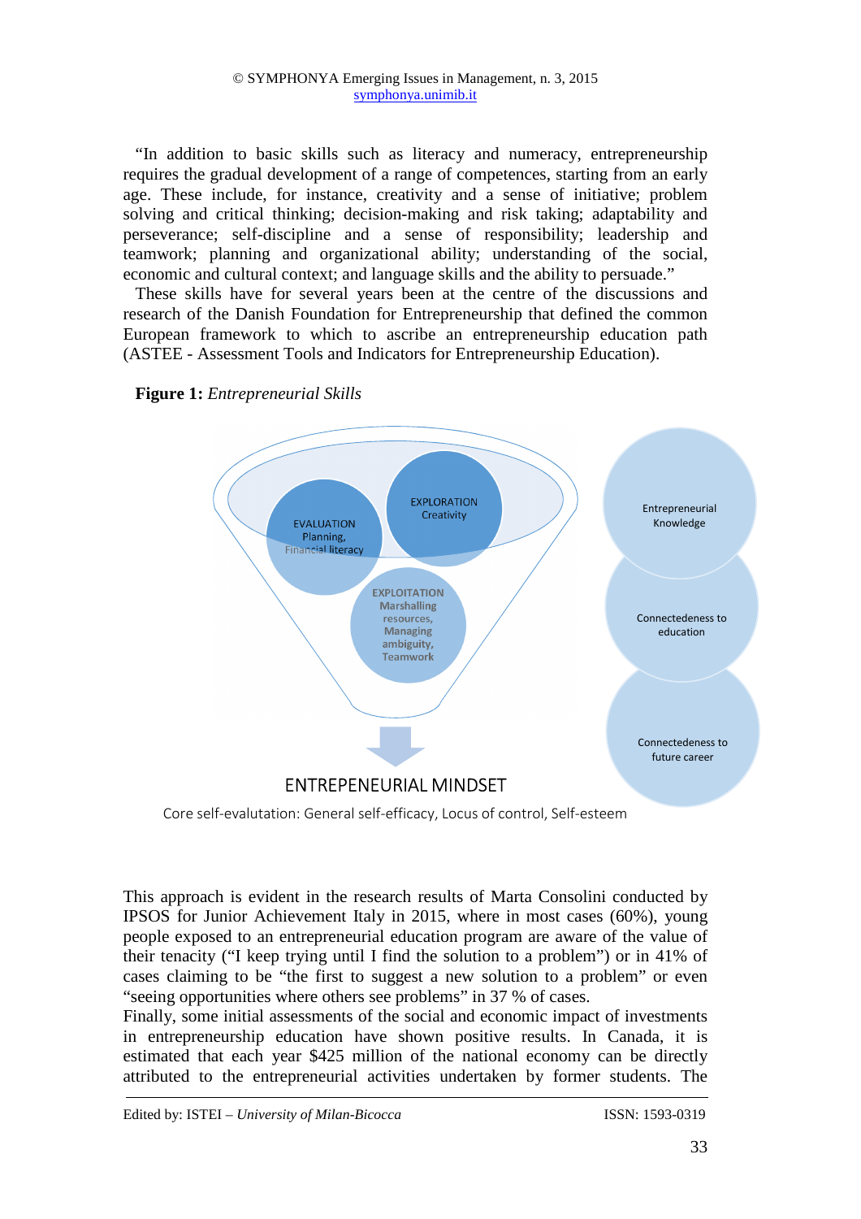"In addition to basic skills such as literacy and numeracy, entrepreneurship requires the gradual development of a range of competences, starting from an early age. These include, for instance, creativity and a sense of initiative; problem solving and critical thinking; decision-making and risk taking; adaptability and perseverance; self-discipline and a sense of responsibility; leadership and teamwork; planning and organizational ability; understanding of the social, economic and cultural context; and language skills and the ability to persuade."

These skills have for several years been at the centre of the discussions and research of the Danish Foundation for Entrepreneurship that defined the common European framework to which to ascribe an entrepreneurship education path (ASTEE - Assessment Tools and Indicators for Entrepreneurship Education).

**Figure 1:** *Entrepreneurial Skills*

EVALUATION Planning, Financial literacy

EXPLORATION Creativity

EXPLOITATION Marshalling resources, Managing ambiguity, Teamwork

Entrepreneurial Knowledge

Connectedeness to education

Connectedeness to future career

ENTREPENEURIAL MINDSET

Core self-evalutation: General self-efficacy, Locus of control, Self-esteem

This approach is evident in the research results of Marta Consolini conducted by IPSOS for Junior Achievement Italy in 2015, where in most cases (60%), young people exposed to an entrepreneurial education program are aware of the value of their tenacity ("I keep trying until I find the solution to a problem") or in 41% of cases claiming to be "the first to suggest a new solution to a problem" or even "seeing opportunities where others see problems" in 37 % of cases.

Finally, some initial assessments of the social and economic impact of investments in entrepreneurship education have shown positive results. In Canada, it is estimated that each year $425 million of the national economy can be directly attributed to the entrepreneurial activities undertaken by former students. The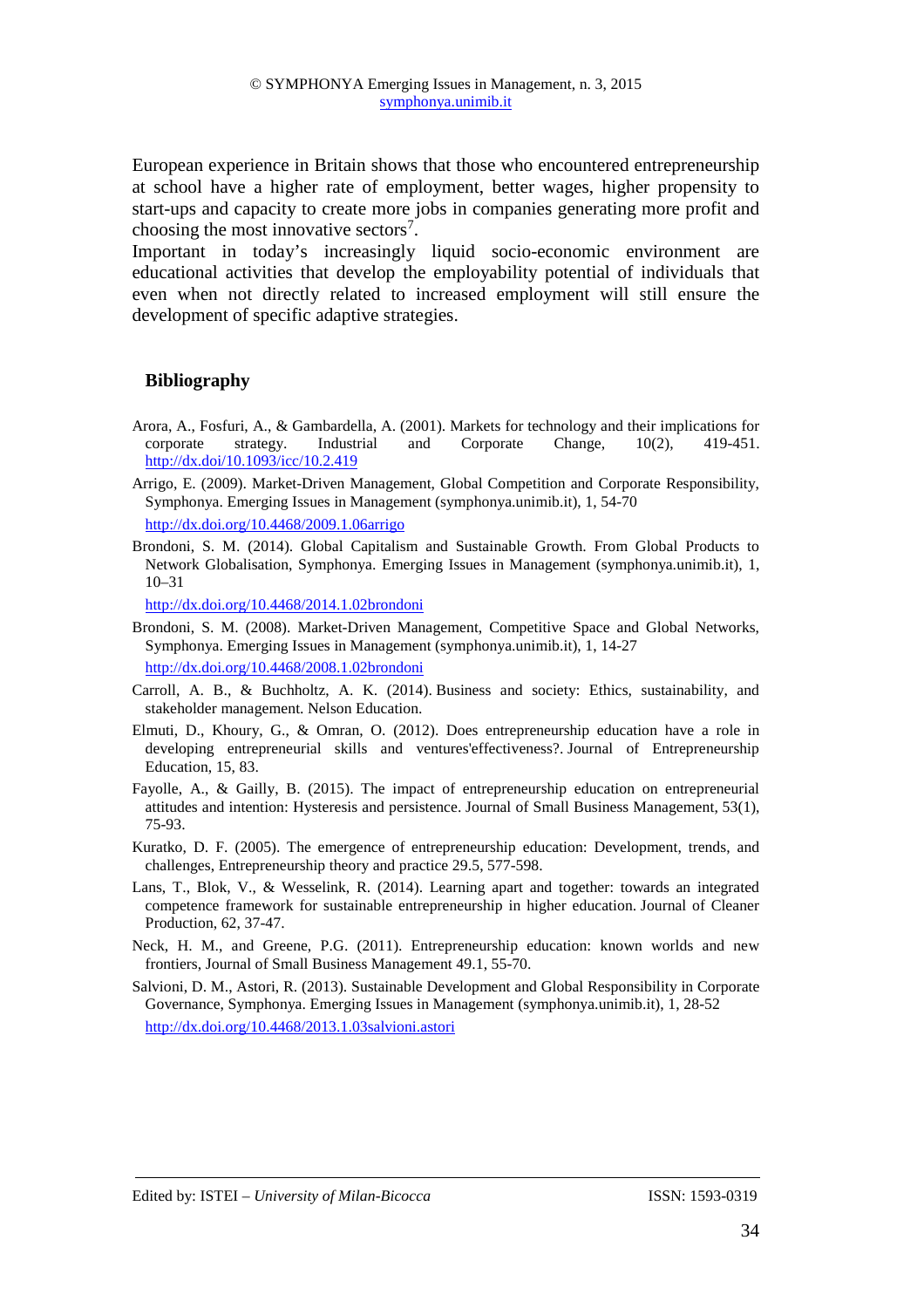European experience in Britain shows that those who encountered entrepreneurship at school have a higher rate of employment, better wages, higher propensity to start-ups and capacity to create more jobs in companies generating more profit and choosing the most innovative sectors[7].

Important in today's increasingly liquid socio-economic environment are educational activities that develop the employability potential of individuals that even when not directly related to increased employment will still ensure the development of specific adaptive strategies.

## Bibliography

Arora, A., Fosfuri, A., & Gambardella, A. (2001). Markets for technology and their implications for corporate strategy. Industrial and Corporate Change, 10(2), 419-451. http://dx.doi/10.1093/icc/10.2.419

Arrigo, E. (2009). Market-Driven Management, Global Competition and Corporate Responsibility, Symphonya. Emerging Issues in Management (symphonya.unimib.it), 1, 54-70

http://dx.doi.org/10.4468/2009.1.06arrigo

Brondoni, S. M. (2014). Global Capitalism and Sustainable Growth. From Global Products to Network Globalisation, Symphonya. Emerging Issues in Management (symphonya.unimib.it), 1, 10–31

http://dx.doi.org/10.4468/2014.1.02brondoni

Brondoni, S. M. (2008). Market-Driven Management, Competitive Space and Global Networks, Symphonya. Emerging Issues in Management (symphonya.unimib.it), 1, 14-27

http://dx.doi.org/10.4468/2008.1.02brondoni

Carroll, A. B., & Buchholtz, A. K. (2014). Business and society: Ethics, sustainability, and stakeholder management. Nelson Education.

Elmuti, D., Khoury, G., & Omran, O. (2012). Does entrepreneurship education have a role in developing entrepreneurial skills and ventures'effectiveness?. Journal of Entrepreneurship Education, 15, 83.

Fayolle, A., & Gailly, B. (2015). The impact of entrepreneurship education on entrepreneurial attitudes and intention: Hysteresis and persistence. Journal of Small Business Management, 53(1), 75-93.

Kuratko, D. F. (2005). The emergence of entrepreneurship education: Development, trends, and challenges, Entrepreneurship theory and practice 29.5, 577-598.

Lans, T., Blok, V., & Wesselink, R. (2014). Learning apart and together: towards an integrated competence framework for sustainable entrepreneurship in higher education. Journal of Cleaner Production, 62, 37-47.

Neck, H. M., and Greene, P.G. (2011). Entrepreneurship education: known worlds and new frontiers, Journal of Small Business Management 49.1, 55-70.

Salvioni, D. M., Astori, R. (2013). Sustainable Development and Global Responsibility in Corporate Governance, Symphonya. Emerging Issues in Management (symphonya.unimib.it), 1, 28-52

http://dx.doi.org/10.4468/2013.1.03salvioni.astori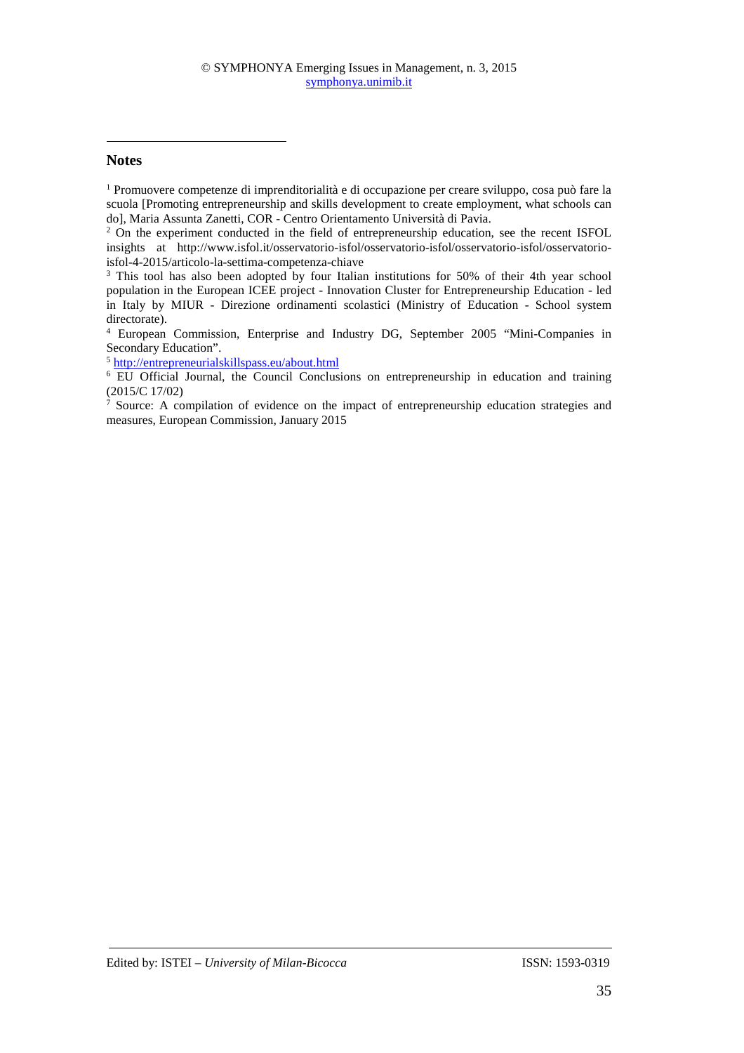## Notes

[1] Promuovere competenze di imprenditorialità e di occupazione per creare sviluppo, cosa può fare la scuola [Promoting entrepreneurship and skills development to create employment, what schools can do], Maria Assunta Zanetti, COR - Centro Orientamento Università di Pavia.

[2] On the experiment conducted in the field of entrepreneurship education, see the recent ISFOL insights at http://www.isfol.it/osservatorio-isfol/osservatorio-isfol/osservatorio-isfol/osservatorio-isfol-4-2015/articolo-la-settima-competenza-chiave

[3] This tool has also been adopted by four Italian institutions for 50% of their 4th year school population in the European ICEE project - Innovation Cluster for Entrepreneurship Education - led in Italy by MIUR - Direzione ordinamenti scolastici (Ministry of Education - School system directorate).

[4] European Commission, Enterprise and Industry DG, September 2005 "Mini-Companies in Secondary Education".

[5] http://entrepreneurialskillspass.eu/about.html

[6] EU Official Journal, the Council Conclusions on entrepreneurship in education and training (2015/C 17/02)

[7] Source: A compilation of evidence on the impact of entrepreneurship education strategies and measures, European Commission, January 2015